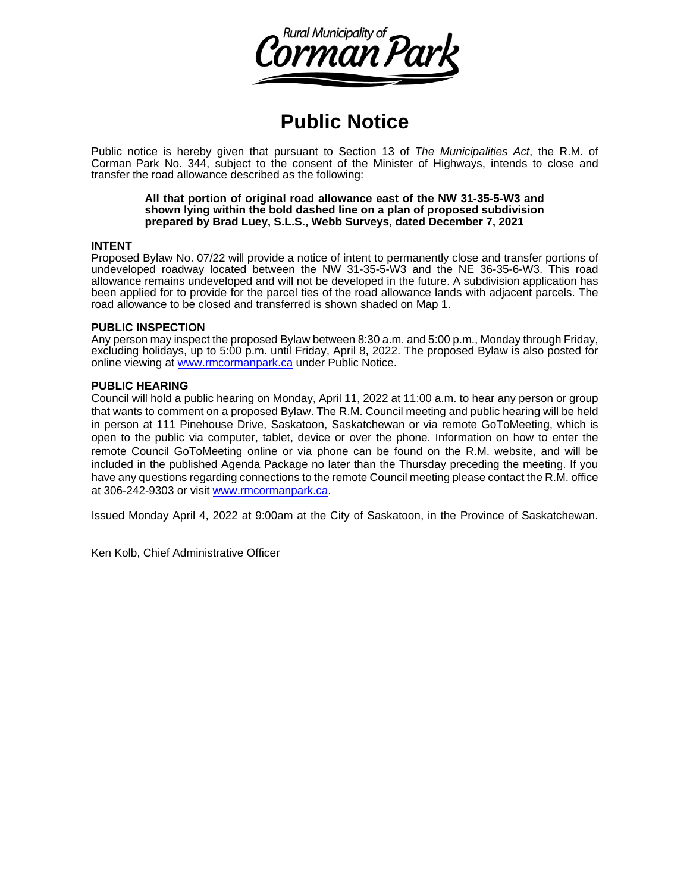Rural Municipality of Corman Park

# Public Notice

Public notice is hereby given that pursuant to Section 13 of *The Municipalities Act*, the R.M. of Corman Park No. 344, subject to the consent of the Minister of Highways, intends to close and transfer the road allowance described as the following:

> **All that portion of original road allowance east of the NW 31-35-5-W3 and shown lying within the bold dashed line on a plan of proposed subdivision prepared by Brad Luey, S.L.S., Webb Surveys, dated December 7, 2021**

**INTENT**
Proposed Bylaw No. 07/22 will provide a notice of intent to permanently close and transfer portions of undeveloped roadway located between the NW 31-35-5-W3 and the NE 36-35-6-W3. This road allowance remains undeveloped and will not be developed in the future. A subdivision application has been applied for to provide for the parcel ties of the road allowance lands with adjacent parcels. The road allowance to be closed and transferred is shown shaded on Map 1.

**PUBLIC INSPECTION**
Any person may inspect the proposed Bylaw between 8:30 a.m. and 5:00 p.m., Monday through Friday, excluding holidays, up to 5:00 p.m. until Friday, April 8, 2022. The proposed Bylaw is also posted for online viewing at www.rmcormanpark.ca under Public Notice.

**PUBLIC HEARING**
Council will hold a public hearing on Monday, April 11, 2022 at 11:00 a.m. to hear any person or group that wants to comment on a proposed Bylaw. The R.M. Council meeting and public hearing will be held in person at 111 Pinehouse Drive, Saskatoon, Saskatchewan or via remote GoToMeeting, which is open to the public via computer, tablet, device or over the phone. Information on how to enter the remote Council GoToMeeting online or via phone can be found on the R.M. website, and will be included in the published Agenda Package no later than the Thursday preceding the meeting. If you have any questions regarding connections to the remote Council meeting please contact the R.M. office at 306-242-9303 or visit www.rmcormanpark.ca.

Issued Monday April 4, 2022 at 9:00am at the City of Saskatoon, in the Province of Saskatchewan.

Ken Kolb, Chief Administrative Officer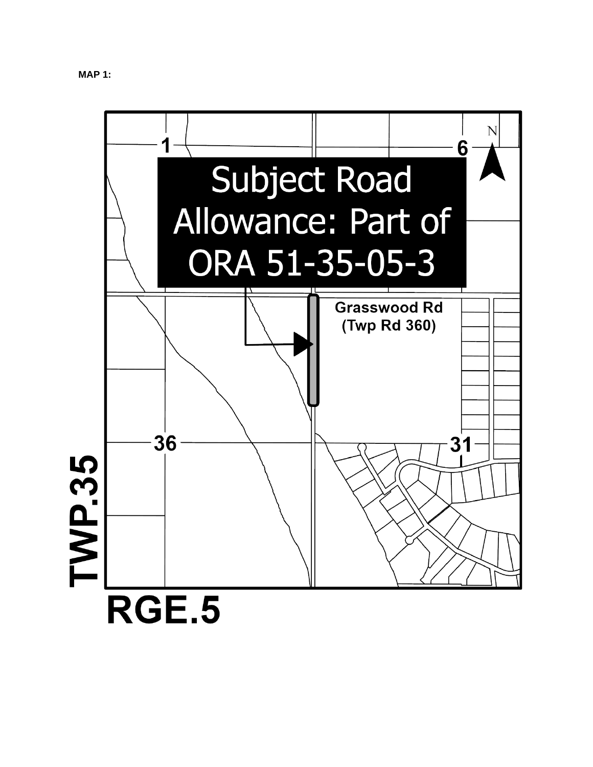**MAP 1:**

Subject Road Allowance: Part of ORA 51-35-05-3

Grasswood Rd
(Twp Rd 360)

1

6

N

36

31

TWP.35

RGE.5